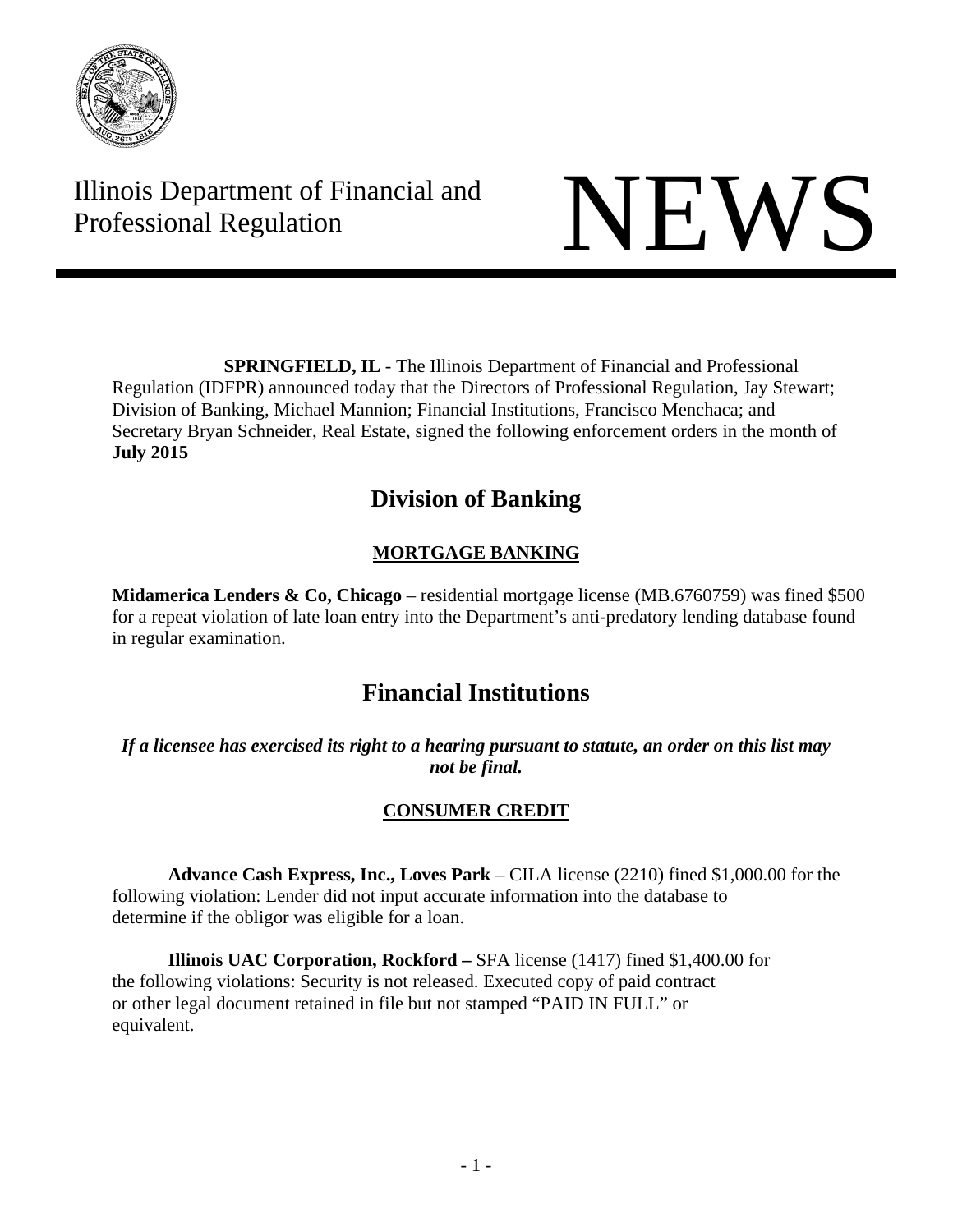Illinois Department of Financial and Professional Regulation

# NEWS

**SPRINGFIELD, IL** - The Illinois Department of Financial and Professional Regulation (IDFPR) announced today that the Directors of Professional Regulation, Jay Stewart; Division of Banking, Michael Mannion; Financial Institutions, Francisco Menchaca; and Secretary Bryan Schneider, Real Estate, signed the following enforcement orders in the month of **July 2015**

## Division of Banking

### MORTGAGE BANKING

**Midamerica Lenders & Co, Chicago** – residential mortgage license (MB.6760759) was fined $500 for a repeat violation of late loan entry into the Department's anti-predatory lending database found in regular examination.

## Financial Institutions

***If a licensee has exercised its right to a hearing pursuant to statute, an order on this list may not be final.***

### CONSUMER CREDIT

**Advance Cash Express, Inc., Loves Park** – CILA license (2210) fined $1,000.00 for the following violation: Lender did not input accurate information into the database to determine if the obligor was eligible for a loan.

**Illinois UAC Corporation, Rockford –** SFA license (1417) fined $1,400.00 for the following violations: Security is not released. Executed copy of paid contract or other legal document retained in file but not stamped "PAID IN FULL" or equivalent.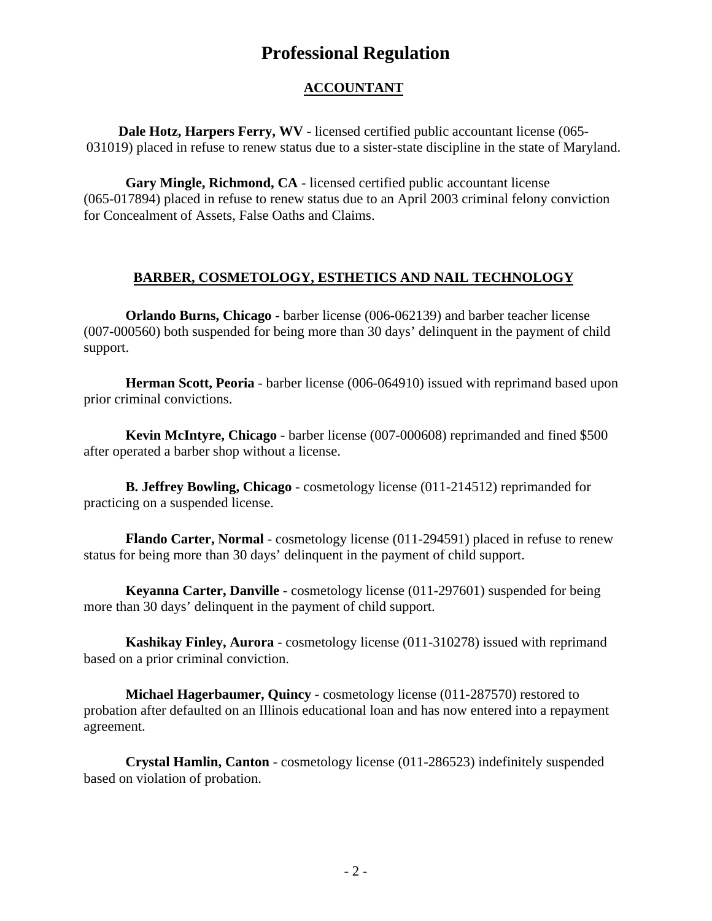# Professional Regulation

## ACCOUNTANT

**Dale Hotz, Harpers Ferry, WV** - licensed certified public accountant license (065-031019) placed in refuse to renew status due to a sister-state discipline in the state of Maryland.

**Gary Mingle, Richmond, CA** - licensed certified public accountant license (065-017894) placed in refuse to renew status due to an April 2003 criminal felony conviction for Concealment of Assets, False Oaths and Claims.

## BARBER, COSMETOLOGY, ESTHETICS AND NAIL TECHNOLOGY

**Orlando Burns, Chicago** - barber license (006-062139) and barber teacher license (007-000560) both suspended for being more than 30 days' delinquent in the payment of child support.

**Herman Scott, Peoria** - barber license (006-064910) issued with reprimand based upon prior criminal convictions.

**Kevin McIntyre, Chicago** - barber license (007-000608) reprimanded and fined $500 after operated a barber shop without a license.

**B. Jeffrey Bowling, Chicago** - cosmetology license (011-214512) reprimanded for practicing on a suspended license.

**Flando Carter, Normal** - cosmetology license (011-294591) placed in refuse to renew status for being more than 30 days' delinquent in the payment of child support.

**Keyanna Carter, Danville** - cosmetology license (011-297601) suspended for being more than 30 days' delinquent in the payment of child support.

**Kashikay Finley, Aurora** - cosmetology license (011-310278) issued with reprimand based on a prior criminal conviction.

**Michael Hagerbaumer, Quincy** - cosmetology license (011-287570) restored to probation after defaulted on an Illinois educational loan and has now entered into a repayment agreement.

**Crystal Hamlin, Canton** - cosmetology license (011-286523) indefinitely suspended based on violation of probation.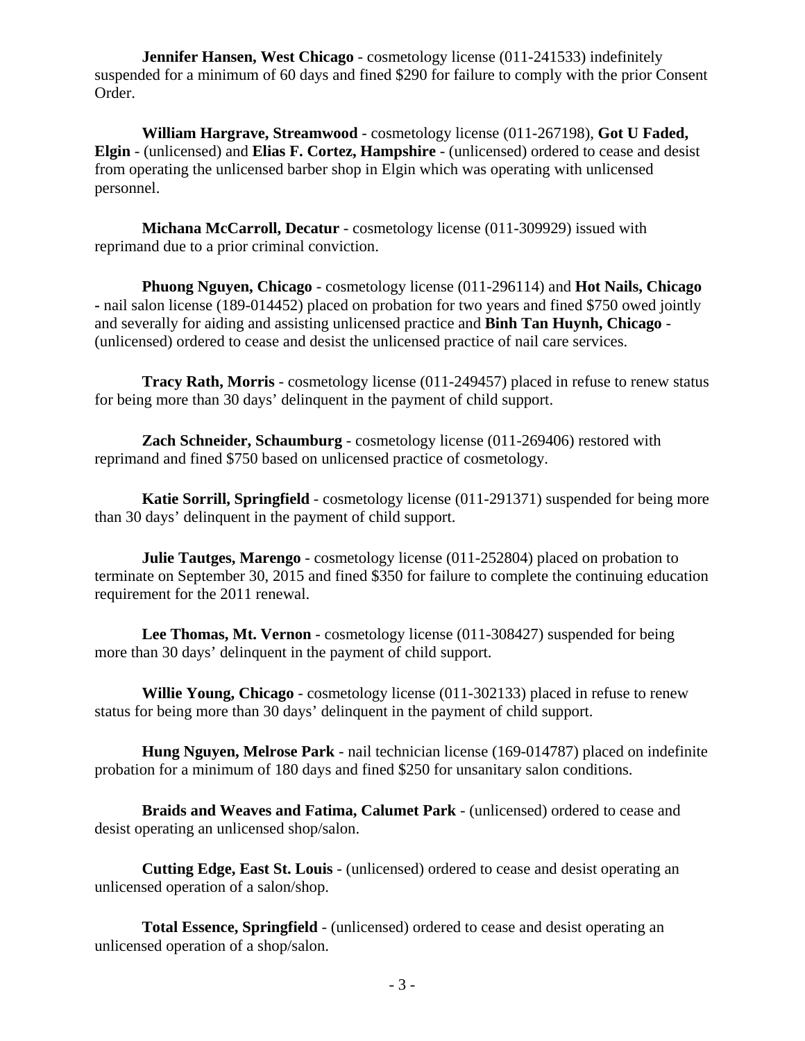**Jennifer Hansen, West Chicago** - cosmetology license (011-241533) indefinitely suspended for a minimum of 60 days and fined $290 for failure to comply with the prior Consent Order.

**William Hargrave, Streamwood** - cosmetology license (011-267198), **Got U Faded, Elgin** - (unlicensed) and **Elias F. Cortez, Hampshire** - (unlicensed) ordered to cease and desist from operating the unlicensed barber shop in Elgin which was operating with unlicensed personnel.

**Michana McCarroll, Decatur** - cosmetology license (011-309929) issued with reprimand due to a prior criminal conviction.

**Phuong Nguyen, Chicago** - cosmetology license (011-296114) and **Hot Nails, Chicago** - nail salon license (189-014452) placed on probation for two years and fined $750 owed jointly and severally for aiding and assisting unlicensed practice and **Binh Tan Huynh, Chicago** - (unlicensed) ordered to cease and desist the unlicensed practice of nail care services.

**Tracy Rath, Morris** - cosmetology license (011-249457) placed in refuse to renew status for being more than 30 days' delinquent in the payment of child support.

**Zach Schneider, Schaumburg** - cosmetology license (011-269406) restored with reprimand and fined $750 based on unlicensed practice of cosmetology.

**Katie Sorrill, Springfield** - cosmetology license (011-291371) suspended for being more than 30 days' delinquent in the payment of child support.

**Julie Tautges, Marengo** - cosmetology license (011-252804) placed on probation to terminate on September 30, 2015 and fined $350 for failure to complete the continuing education requirement for the 2011 renewal.

**Lee Thomas, Mt. Vernon** - cosmetology license (011-308427) suspended for being more than 30 days' delinquent in the payment of child support.

**Willie Young, Chicago** - cosmetology license (011-302133) placed in refuse to renew status for being more than 30 days' delinquent in the payment of child support.

**Hung Nguyen, Melrose Park** - nail technician license (169-014787) placed on indefinite probation for a minimum of 180 days and fined $250 for unsanitary salon conditions.

**Braids and Weaves and Fatima, Calumet Park** - (unlicensed) ordered to cease and desist operating an unlicensed shop/salon.

**Cutting Edge, East St. Louis** - (unlicensed) ordered to cease and desist operating an unlicensed operation of a salon/shop.

**Total Essence, Springfield** - (unlicensed) ordered to cease and desist operating an unlicensed operation of a shop/salon.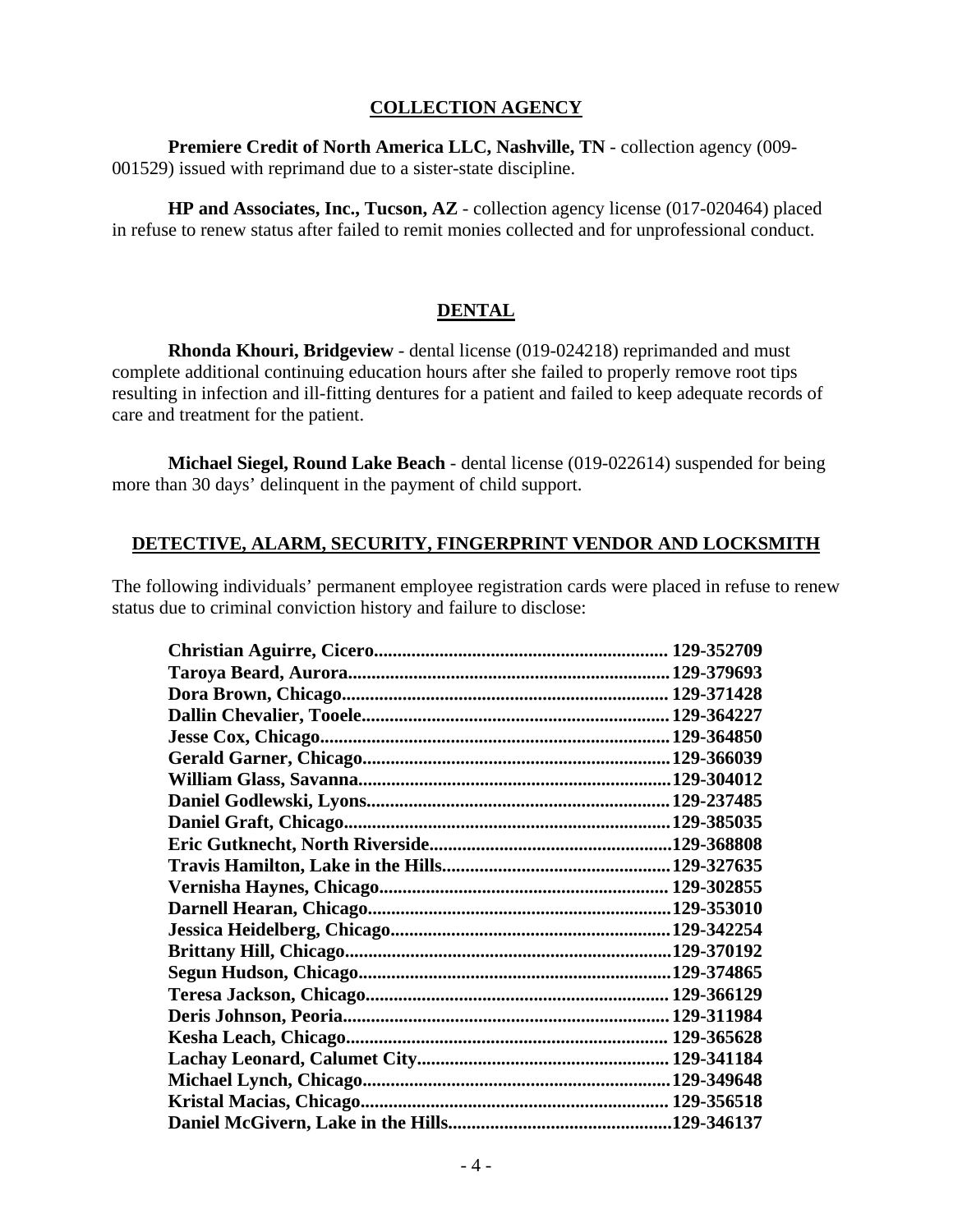## COLLECTION AGENCY

**Premiere Credit of North America LLC, Nashville, TN** - collection agency (009-001529) issued with reprimand due to a sister-state discipline.

**HP and Associates, Inc., Tucson, AZ** - collection agency license (017-020464) placed in refuse to renew status after failed to remit monies collected and for unprofessional conduct.

## DENTAL

**Rhonda Khouri, Bridgeview** - dental license (019-024218) reprimanded and must complete additional continuing education hours after she failed to properly remove root tips resulting in infection and ill-fitting dentures for a patient and failed to keep adequate records of care and treatment for the patient.

**Michael Siegel, Round Lake Beach** - dental license (019-022614) suspended for being more than 30 days' delinquent in the payment of child support.

## DETECTIVE, ALARM, SECURITY, FINGERPRINT VENDOR AND LOCKSMITH

The following individuals' permanent employee registration cards were placed in refuse to renew status due to criminal conviction history and failure to disclose:

**Christian Aguirre, Cicero............................................................... 129-352709**
**Taroya Beard, Aurora.....................................................................129-379693**
**Dora Brown, Chicago...................................................................... 129-371428**
**Dallin Chevalier, Tooele.................................................................129-364227**
**Jesse Cox, Chicago..........................................................................129-364850**
**Gerald Garner, Chicago..................................................................129-366039**
**William Glass, Savanna...................................................................129-304012**
**Daniel Godlewski, Lyons.................................................................129-237485**
**Daniel Graft, Chicago......................................................................129-385035**
**Eric Gutknecht, North Riverside....................................................129-368808**
**Travis Hamilton, Lake in the Hills.................................................129-327635**
**Vernisha Haynes, Chicago............................................................. 129-302855**
**Darnell Hearan, Chicago................................................................129-353010**
**Jessica Heidelberg, Chicago............................................................129-342254**
**Brittany Hill, Chicago......................................................................129-370192**
**Segun Hudson, Chicago...................................................................129-374865**
**Teresa Jackson, Chicago................................................................. 129-366129**
**Deris Johnson, Peoria..................................................................... 129-311984**
**Kesha Leach, Chicago.................................................................... 129-365628**
**Lachay Leonard, Calumet City..................................................... 129-341184**
**Michael Lynch, Chicago.................................................................129-349648**
**Kristal Macias, Chicago................................................................. 129-356518**
**Daniel McGivern, Lake in the Hills...............................................129-346137**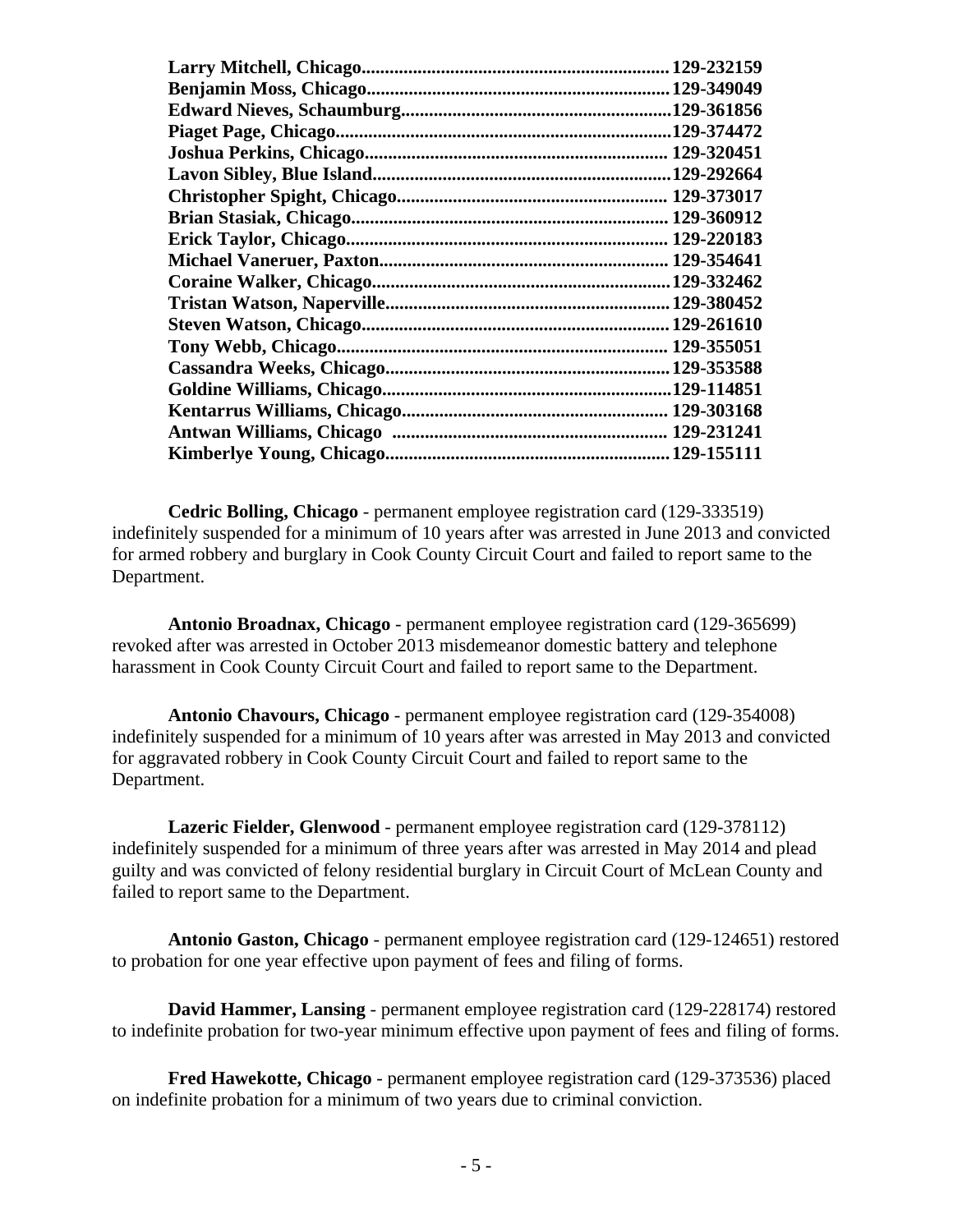**Larry Mitchell, Chicago................................................................. 129-232159**
**Benjamin Moss, Chicago................................................................ 129-349049**
**Edward Nieves, Schaumburg.........................................................129-361856**
**Piaget Page, Chicago.......................................................................129-374472**
**Joshua Perkins, Chicago................................................................ 129-320451**
**Lavon Sibley, Blue Island...............................................................129-292664**
**Christopher Spight, Chicago......................................................... 129-373017**
**Brian Stasiak, Chicago.................................................................. 129-360912**
**Erick Taylor, Chicago.................................................................... 129-220183**
**Michael Vaneruer, Paxton............................................................. 129-354641**
**Coraine Walker, Chicago...............................................................129-332462**
**Tristan Watson, Naperville............................................................129-380452**
**Steven Watson, Chicago.................................................................129-261610**
**Tony Webb, Chicago...................................................................... 129-355051**
**Cassandra Weeks, Chicago............................................................129-353588**
**Goldine Williams, Chicago.............................................................129-114851**
**Kentarrus Williams, Chicago......................................................... 129-303168**
**Antwan Williams, Chicago .......................................................... 129-231241**
**Kimberlye Young, Chicago............................................................129-155111**

**Cedric Bolling, Chicago** - permanent employee registration card (129-333519) indefinitely suspended for a minimum of 10 years after was arrested in June 2013 and convicted for armed robbery and burglary in Cook County Circuit Court and failed to report same to the Department.

**Antonio Broadnax, Chicago** - permanent employee registration card (129-365699) revoked after was arrested in October 2013 misdemeanor domestic battery and telephone harassment in Cook County Circuit Court and failed to report same to the Department.

**Antonio Chavours, Chicago** - permanent employee registration card (129-354008) indefinitely suspended for a minimum of 10 years after was arrested in May 2013 and convicted for aggravated robbery in Cook County Circuit Court and failed to report same to the Department.

**Lazeric Fielder, Glenwood** - permanent employee registration card (129-378112) indefinitely suspended for a minimum of three years after was arrested in May 2014 and plead guilty and was convicted of felony residential burglary in Circuit Court of McLean County and failed to report same to the Department.

**Antonio Gaston, Chicago** - permanent employee registration card (129-124651) restored to probation for one year effective upon payment of fees and filing of forms.

**David Hammer, Lansing** - permanent employee registration card (129-228174) restored to indefinite probation for two-year minimum effective upon payment of fees and filing of forms.

**Fred Hawekotte, Chicago** - permanent employee registration card (129-373536) placed on indefinite probation for a minimum of two years due to criminal conviction.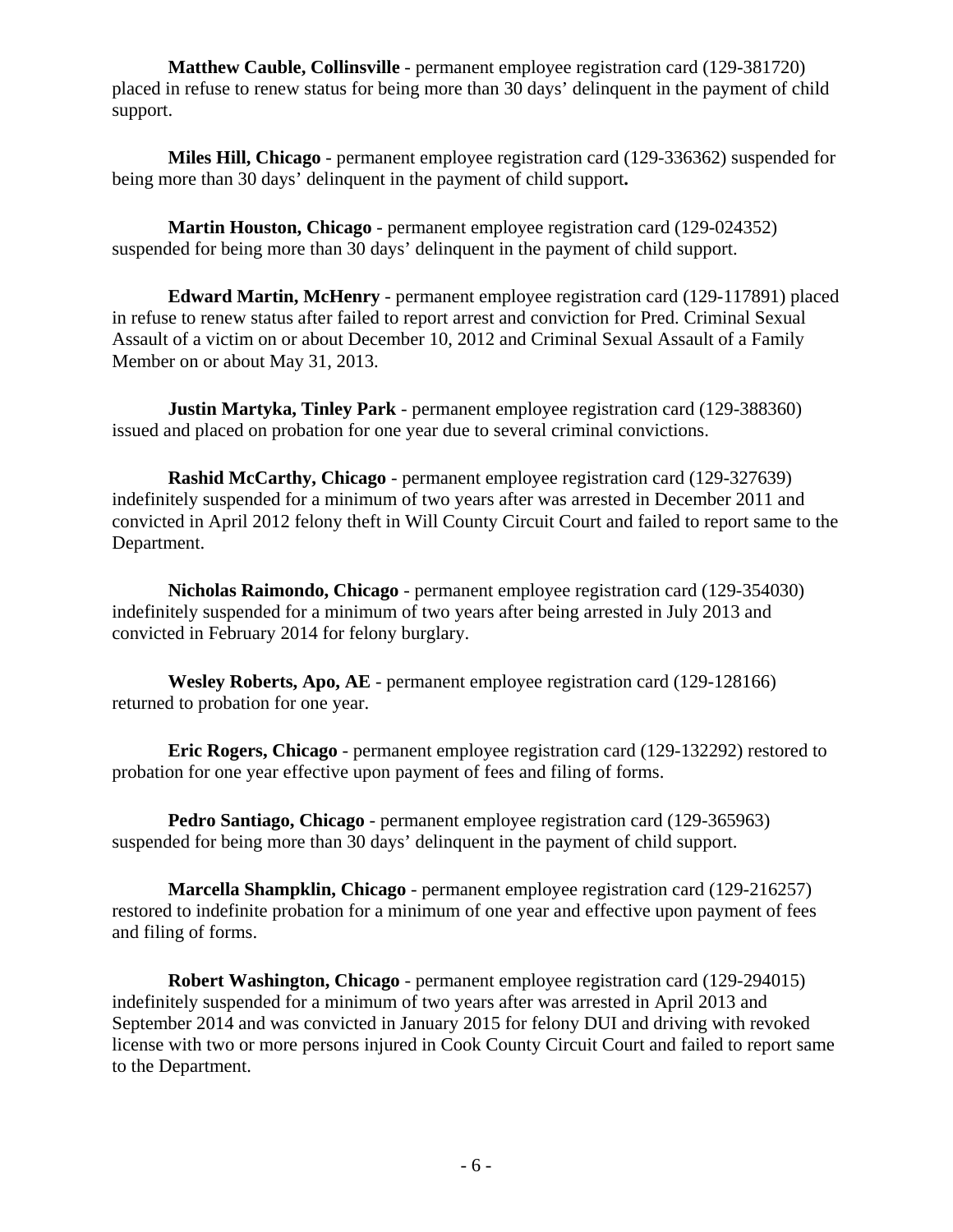**Matthew Cauble, Collinsville** - permanent employee registration card (129-381720) placed in refuse to renew status for being more than 30 days' delinquent in the payment of child support.

**Miles Hill, Chicago** - permanent employee registration card (129-336362) suspended for being more than 30 days' delinquent in the payment of child support**.**

**Martin Houston, Chicago** - permanent employee registration card (129-024352) suspended for being more than 30 days' delinquent in the payment of child support.

**Edward Martin, McHenry** - permanent employee registration card (129-117891) placed in refuse to renew status after failed to report arrest and conviction for Pred. Criminal Sexual Assault of a victim on or about December 10, 2012 and Criminal Sexual Assault of a Family Member on or about May 31, 2013.

**Justin Martyka, Tinley Park** - permanent employee registration card (129-388360) issued and placed on probation for one year due to several criminal convictions.

**Rashid McCarthy, Chicago** - permanent employee registration card (129-327639) indefinitely suspended for a minimum of two years after was arrested in December 2011 and convicted in April 2012 felony theft in Will County Circuit Court and failed to report same to the Department.

**Nicholas Raimondo, Chicago** - permanent employee registration card (129-354030) indefinitely suspended for a minimum of two years after being arrested in July 2013 and convicted in February 2014 for felony burglary.

**Wesley Roberts, Apo, AE** - permanent employee registration card (129-128166) returned to probation for one year.

**Eric Rogers, Chicago** - permanent employee registration card (129-132292) restored to probation for one year effective upon payment of fees and filing of forms.

**Pedro Santiago, Chicago** - permanent employee registration card (129-365963) suspended for being more than 30 days' delinquent in the payment of child support.

**Marcella Shampklin, Chicago** - permanent employee registration card (129-216257) restored to indefinite probation for a minimum of one year and effective upon payment of fees and filing of forms.

**Robert Washington, Chicago** - permanent employee registration card (129-294015) indefinitely suspended for a minimum of two years after was arrested in April 2013 and September 2014 and was convicted in January 2015 for felony DUI and driving with revoked license with two or more persons injured in Cook County Circuit Court and failed to report same to the Department.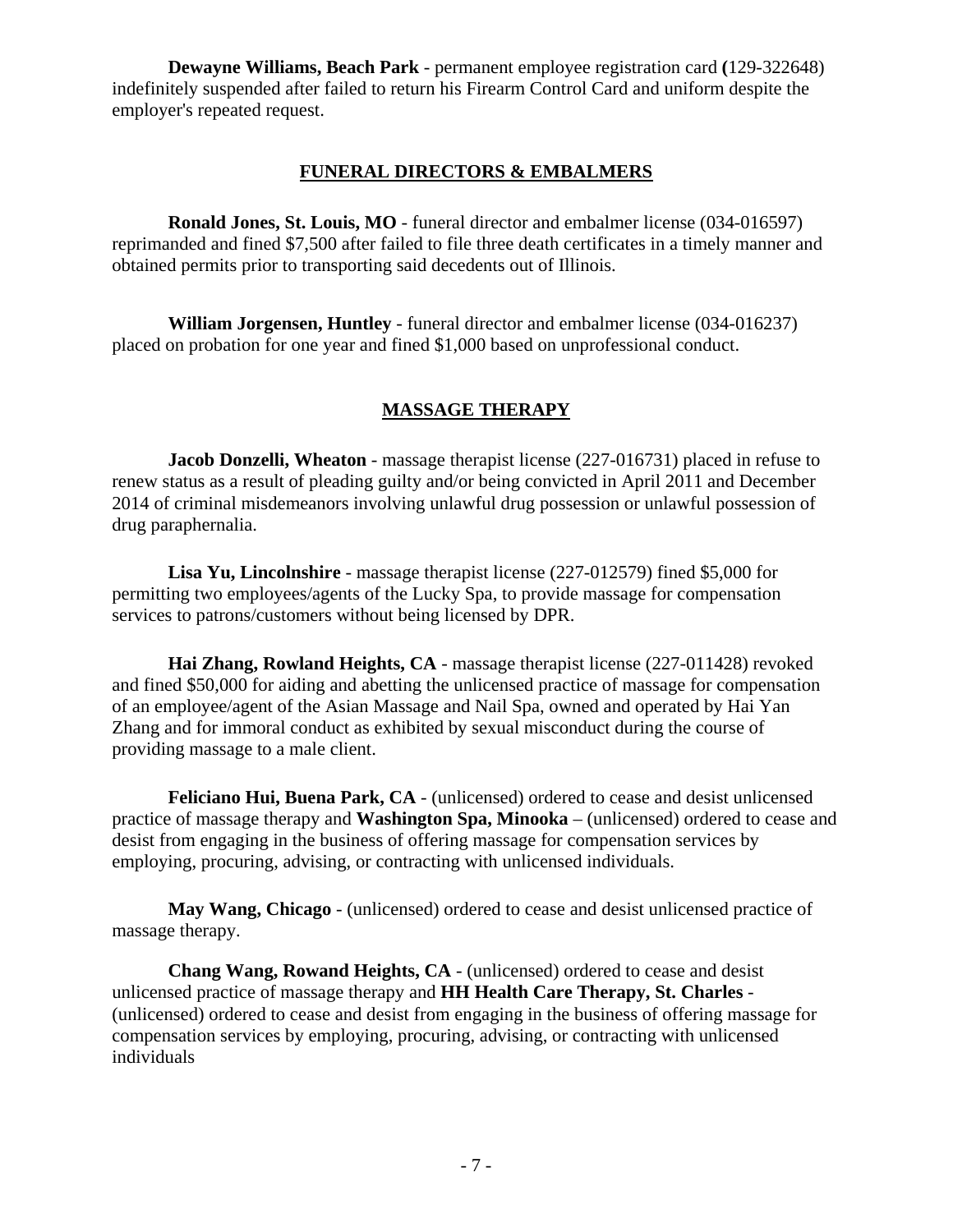**Dewayne Williams, Beach Park** - permanent employee registration card **(**129-322648) indefinitely suspended after failed to return his Firearm Control Card and uniform despite the employer's repeated request.

## FUNERAL DIRECTORS & EMBALMERS

**Ronald Jones, St. Louis, MO** - funeral director and embalmer license (034-016597) reprimanded and fined $7,500 after failed to file three death certificates in a timely manner and obtained permits prior to transporting said decedents out of Illinois.

**William Jorgensen, Huntley** - funeral director and embalmer license (034-016237) placed on probation for one year and fined $1,000 based on unprofessional conduct.

## MASSAGE THERAPY

**Jacob Donzelli, Wheaton** - massage therapist license (227-016731) placed in refuse to renew status as a result of pleading guilty and/or being convicted in April 2011 and December 2014 of criminal misdemeanors involving unlawful drug possession or unlawful possession of drug paraphernalia.

**Lisa Yu, Lincolnshire** - massage therapist license (227-012579) fined $5,000 for permitting two employees/agents of the Lucky Spa, to provide massage for compensation services to patrons/customers without being licensed by DPR.

**Hai Zhang, Rowland Heights, CA** - massage therapist license (227-011428) revoked and fined $50,000 for aiding and abetting the unlicensed practice of massage for compensation of an employee/agent of the Asian Massage and Nail Spa, owned and operated by Hai Yan Zhang and for immoral conduct as exhibited by sexual misconduct during the course of providing massage to a male client.

**Feliciano Hui, Buena Park, CA** - (unlicensed) ordered to cease and desist unlicensed practice of massage therapy and **Washington Spa, Minooka** – (unlicensed) ordered to cease and desist from engaging in the business of offering massage for compensation services by employing, procuring, advising, or contracting with unlicensed individuals.

**May Wang, Chicago** - (unlicensed) ordered to cease and desist unlicensed practice of massage therapy.

**Chang Wang, Rowand Heights, CA** - (unlicensed) ordered to cease and desist unlicensed practice of massage therapy and **HH Health Care Therapy, St. Charles** - (unlicensed) ordered to cease and desist from engaging in the business of offering massage for compensation services by employing, procuring, advising, or contracting with unlicensed individuals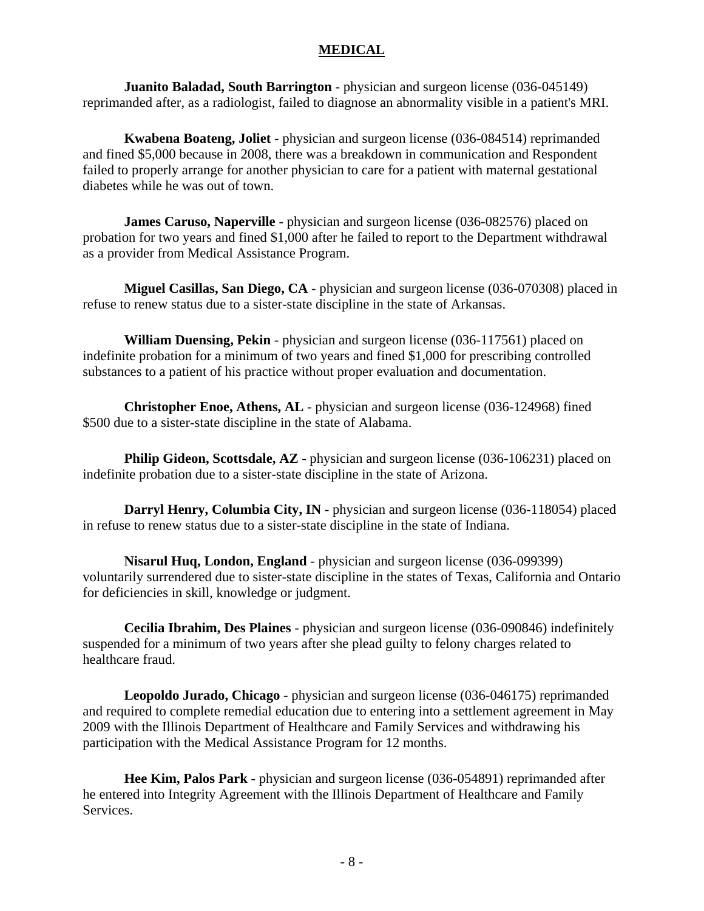## MEDICAL

**Juanito Baladad, South Barrington** - physician and surgeon license (036-045149) reprimanded after, as a radiologist, failed to diagnose an abnormality visible in a patient's MRI.

**Kwabena Boateng, Joliet** - physician and surgeon license (036-084514) reprimanded and fined $5,000 because in 2008, there was a breakdown in communication and Respondent failed to properly arrange for another physician to care for a patient with maternal gestational diabetes while he was out of town.

**James Caruso, Naperville** - physician and surgeon license (036-082576) placed on probation for two years and fined $1,000 after he failed to report to the Department withdrawal as a provider from Medical Assistance Program.

**Miguel Casillas, San Diego, CA** - physician and surgeon license (036-070308) placed in refuse to renew status due to a sister-state discipline in the state of Arkansas.

**William Duensing, Pekin** - physician and surgeon license (036-117561) placed on indefinite probation for a minimum of two years and fined $1,000 for prescribing controlled substances to a patient of his practice without proper evaluation and documentation.

**Christopher Enoe, Athens, AL** - physician and surgeon license (036-124968) fined $500 due to a sister-state discipline in the state of Alabama.

**Philip Gideon, Scottsdale, AZ** - physician and surgeon license (036-106231) placed on indefinite probation due to a sister-state discipline in the state of Arizona.

**Darryl Henry, Columbia City, IN** - physician and surgeon license (036-118054) placed in refuse to renew status due to a sister-state discipline in the state of Indiana.

**Nisarul Huq, London, England** - physician and surgeon license (036-099399) voluntarily surrendered due to sister-state discipline in the states of Texas, California and Ontario for deficiencies in skill, knowledge or judgment.

**Cecilia Ibrahim, Des Plaines** - physician and surgeon license (036-090846) indefinitely suspended for a minimum of two years after she plead guilty to felony charges related to healthcare fraud.

**Leopoldo Jurado, Chicago** - physician and surgeon license (036-046175) reprimanded and required to complete remedial education due to entering into a settlement agreement in May 2009 with the Illinois Department of Healthcare and Family Services and withdrawing his participation with the Medical Assistance Program for 12 months.

**Hee Kim, Palos Park** - physician and surgeon license (036-054891) reprimanded after he entered into Integrity Agreement with the Illinois Department of Healthcare and Family Services.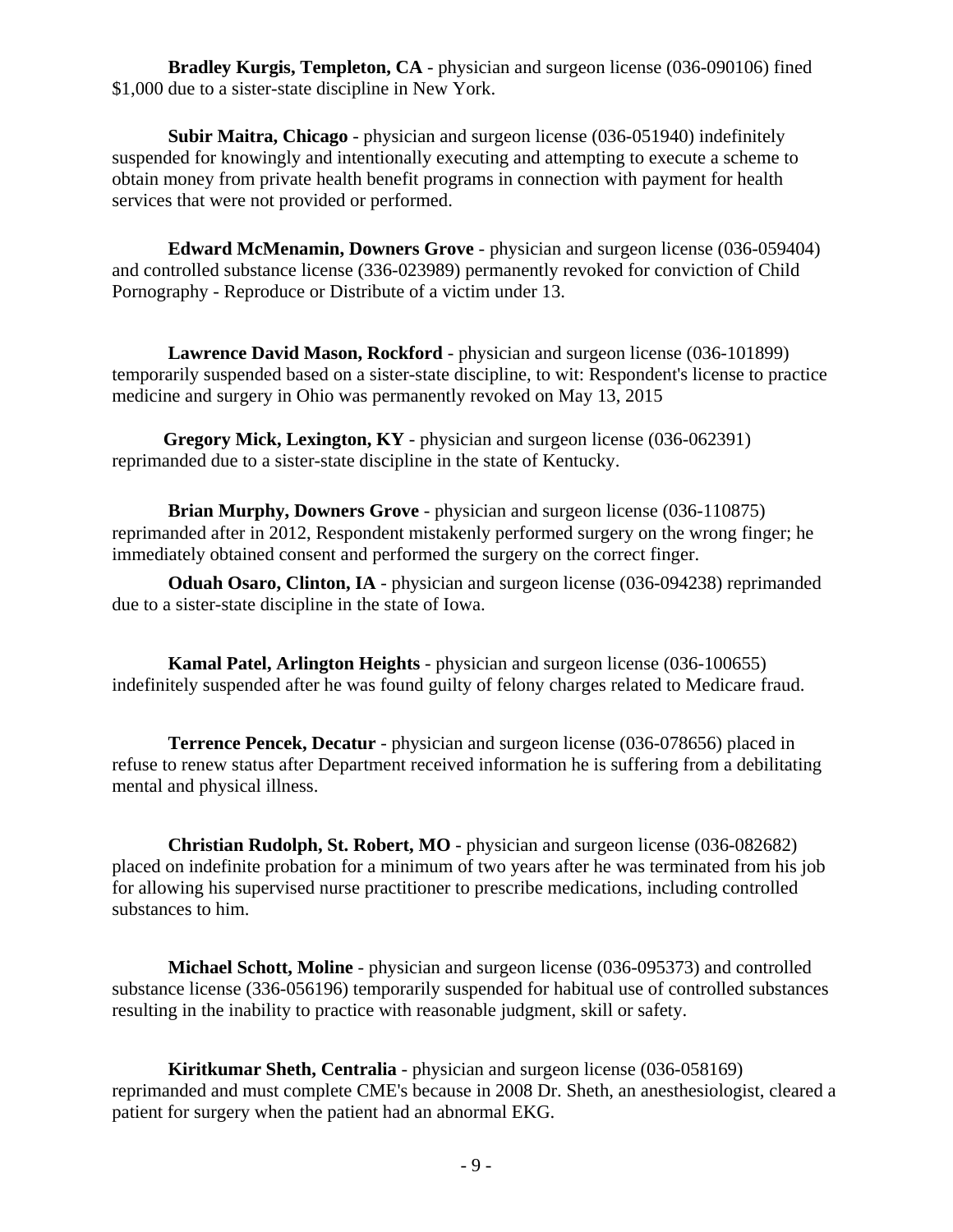**Bradley Kurgis, Templeton, CA** - physician and surgeon license (036-090106) fined $1,000 due to a sister-state discipline in New York.

**Subir Maitra, Chicago** - physician and surgeon license (036-051940) indefinitely suspended for knowingly and intentionally executing and attempting to execute a scheme to obtain money from private health benefit programs in connection with payment for health services that were not provided or performed.

**Edward McMenamin, Downers Grove** - physician and surgeon license (036-059404) and controlled substance license (336-023989) permanently revoked for conviction of Child Pornography - Reproduce or Distribute of a victim under 13.

**Lawrence David Mason, Rockford** - physician and surgeon license (036-101899) temporarily suspended based on a sister-state discipline, to wit: Respondent's license to practice medicine and surgery in Ohio was permanently revoked on May 13, 2015

**Gregory Mick, Lexington, KY** - physician and surgeon license (036-062391) reprimanded due to a sister-state discipline in the state of Kentucky.

**Brian Murphy, Downers Grove** - physician and surgeon license (036-110875) reprimanded after in 2012, Respondent mistakenly performed surgery on the wrong finger; he immediately obtained consent and performed the surgery on the correct finger.

**Oduah Osaro, Clinton, IA** - physician and surgeon license (036-094238) reprimanded due to a sister-state discipline in the state of Iowa.

**Kamal Patel, Arlington Heights** - physician and surgeon license (036-100655) indefinitely suspended after he was found guilty of felony charges related to Medicare fraud.

**Terrence Pencek, Decatur** - physician and surgeon license (036-078656) placed in refuse to renew status after Department received information he is suffering from a debilitating mental and physical illness.

**Christian Rudolph, St. Robert, MO** - physician and surgeon license (036-082682) placed on indefinite probation for a minimum of two years after he was terminated from his job for allowing his supervised nurse practitioner to prescribe medications, including controlled substances to him.

**Michael Schott, Moline** - physician and surgeon license (036-095373) and controlled substance license (336-056196) temporarily suspended for habitual use of controlled substances resulting in the inability to practice with reasonable judgment, skill or safety.

**Kiritkumar Sheth, Centralia** - physician and surgeon license (036-058169) reprimanded and must complete CME's because in 2008 Dr. Sheth, an anesthesiologist, cleared a patient for surgery when the patient had an abnormal EKG.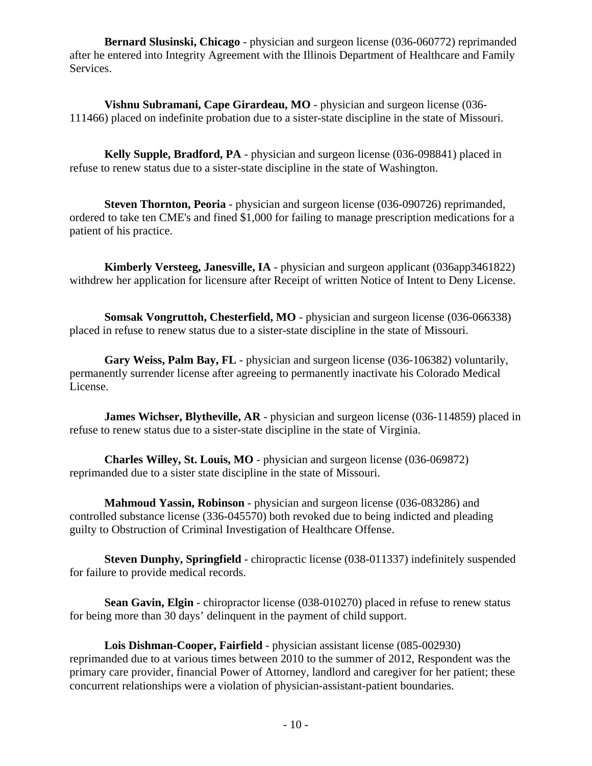**Bernard Slusinski, Chicago** - physician and surgeon license (036-060772) reprimanded after he entered into Integrity Agreement with the Illinois Department of Healthcare and Family Services.

**Vishnu Subramani, Cape Girardeau, MO** - physician and surgeon license (036-111466) placed on indefinite probation due to a sister-state discipline in the state of Missouri.

**Kelly Supple, Bradford, PA** - physician and surgeon license (036-098841) placed in refuse to renew status due to a sister-state discipline in the state of Washington.

**Steven Thornton, Peoria** - physician and surgeon license (036-090726) reprimanded, ordered to take ten CME's and fined $1,000 for failing to manage prescription medications for a patient of his practice.

**Kimberly Versteeg, Janesville, IA** - physician and surgeon applicant (036app3461822) withdrew her application for licensure after Receipt of written Notice of Intent to Deny License.

**Somsak Vongruttoh, Chesterfield, MO** - physician and surgeon license (036-066338) placed in refuse to renew status due to a sister-state discipline in the state of Missouri.

**Gary Weiss, Palm Bay, FL** - physician and surgeon license (036-106382) voluntarily, permanently surrender license after agreeing to permanently inactivate his Colorado Medical License.

**James Wichser, Blytheville, AR** - physician and surgeon license (036-114859) placed in refuse to renew status due to a sister-state discipline in the state of Virginia.

**Charles Willey, St. Louis, MO** - physician and surgeon license (036-069872) reprimanded due to a sister state discipline in the state of Missouri.

**Mahmoud Yassin, Robinson** - physician and surgeon license (036-083286) and controlled substance license (336-045570) both revoked due to being indicted and pleading guilty to Obstruction of Criminal Investigation of Healthcare Offense.

**Steven Dunphy, Springfield** - chiropractic license (038-011337) indefinitely suspended for failure to provide medical records.

**Sean Gavin, Elgin** - chiropractor license (038-010270) placed in refuse to renew status for being more than 30 days' delinquent in the payment of child support.

**Lois Dishman-Cooper, Fairfield** - physician assistant license (085-002930) reprimanded due to at various times between 2010 to the summer of 2012, Respondent was the primary care provider, financial Power of Attorney, landlord and caregiver for her patient; these concurrent relationships were a violation of physician-assistant-patient boundaries.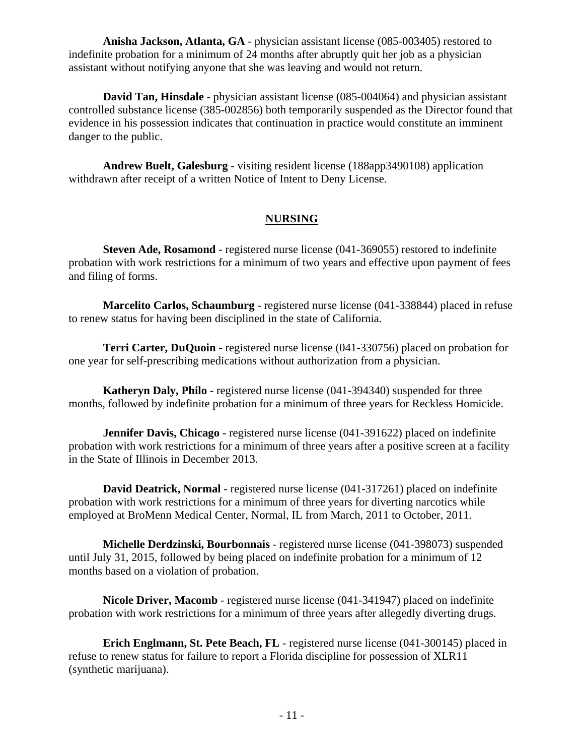**Anisha Jackson, Atlanta, GA** - physician assistant license (085-003405) restored to indefinite probation for a minimum of 24 months after abruptly quit her job as a physician assistant without notifying anyone that she was leaving and would not return.

**David Tan, Hinsdale** - physician assistant license (085-004064) and physician assistant controlled substance license (385-002856) both temporarily suspended as the Director found that evidence in his possession indicates that continuation in practice would constitute an imminent danger to the public.

**Andrew Buelt, Galesburg** - visiting resident license (188app3490108) application withdrawn after receipt of a written Notice of Intent to Deny License.

## NURSING

**Steven Ade, Rosamond** - registered nurse license (041-369055) restored to indefinite probation with work restrictions for a minimum of two years and effective upon payment of fees and filing of forms.

**Marcelito Carlos, Schaumburg** - registered nurse license (041-338844) placed in refuse to renew status for having been disciplined in the state of California.

**Terri Carter, DuQuoin** - registered nurse license (041-330756) placed on probation for one year for self-prescribing medications without authorization from a physician.

**Katheryn Daly, Philo** - registered nurse license (041-394340) suspended for three months, followed by indefinite probation for a minimum of three years for Reckless Homicide.

**Jennifer Davis, Chicago** - registered nurse license (041-391622) placed on indefinite probation with work restrictions for a minimum of three years after a positive screen at a facility in the State of Illinois in December 2013.

**David Deatrick, Normal** - registered nurse license (041-317261) placed on indefinite probation with work restrictions for a minimum of three years for diverting narcotics while employed at BroMenn Medical Center, Normal, IL from March, 2011 to October, 2011.

**Michelle Derdzinski, Bourbonnais** - registered nurse license (041-398073) suspended until July 31, 2015, followed by being placed on indefinite probation for a minimum of 12 months based on a violation of probation.

**Nicole Driver, Macomb** - registered nurse license (041-341947) placed on indefinite probation with work restrictions for a minimum of three years after allegedly diverting drugs.

**Erich Englmann, St. Pete Beach, FL** - registered nurse license (041-300145) placed in refuse to renew status for failure to report a Florida discipline for possession of XLR11 (synthetic marijuana).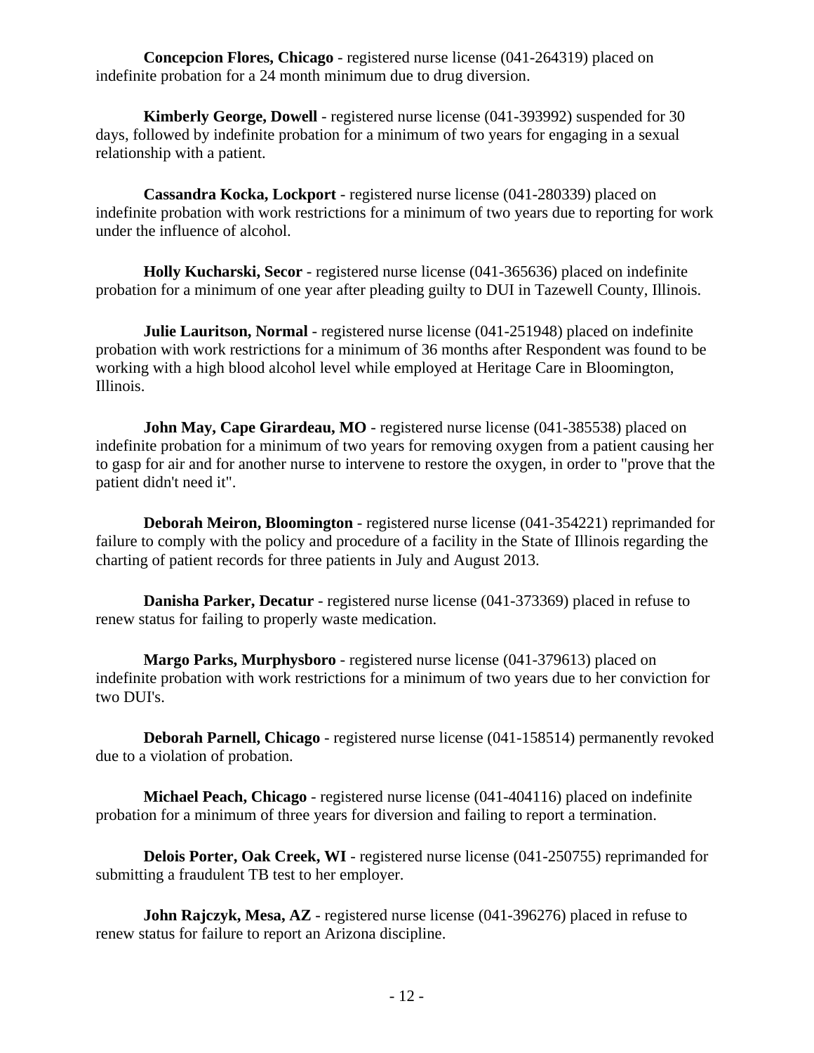**Concepcion Flores, Chicago** - registered nurse license (041-264319) placed on indefinite probation for a 24 month minimum due to drug diversion.

**Kimberly George, Dowell** - registered nurse license (041-393992) suspended for 30 days, followed by indefinite probation for a minimum of two years for engaging in a sexual relationship with a patient.

**Cassandra Kocka, Lockport** - registered nurse license (041-280339) placed on indefinite probation with work restrictions for a minimum of two years due to reporting for work under the influence of alcohol.

**Holly Kucharski, Secor** - registered nurse license (041-365636) placed on indefinite probation for a minimum of one year after pleading guilty to DUI in Tazewell County, Illinois.

**Julie Lauritson, Normal** - registered nurse license (041-251948) placed on indefinite probation with work restrictions for a minimum of 36 months after Respondent was found to be working with a high blood alcohol level while employed at Heritage Care in Bloomington, Illinois.

**John May, Cape Girardeau, MO** - registered nurse license (041-385538) placed on indefinite probation for a minimum of two years for removing oxygen from a patient causing her to gasp for air and for another nurse to intervene to restore the oxygen, in order to "prove that the patient didn't need it".

**Deborah Meiron, Bloomington** - registered nurse license (041-354221) reprimanded for failure to comply with the policy and procedure of a facility in the State of Illinois regarding the charting of patient records for three patients in July and August 2013.

**Danisha Parker, Decatur** - registered nurse license (041-373369) placed in refuse to renew status for failing to properly waste medication.

**Margo Parks, Murphysboro** - registered nurse license (041-379613) placed on indefinite probation with work restrictions for a minimum of two years due to her conviction for two DUI's.

**Deborah Parnell, Chicago** - registered nurse license (041-158514) permanently revoked due to a violation of probation.

**Michael Peach, Chicago** - registered nurse license (041-404116) placed on indefinite probation for a minimum of three years for diversion and failing to report a termination.

**Delois Porter, Oak Creek, WI** - registered nurse license (041-250755) reprimanded for submitting a fraudulent TB test to her employer.

**John Rajczyk, Mesa, AZ** - registered nurse license (041-396276) placed in refuse to renew status for failure to report an Arizona discipline.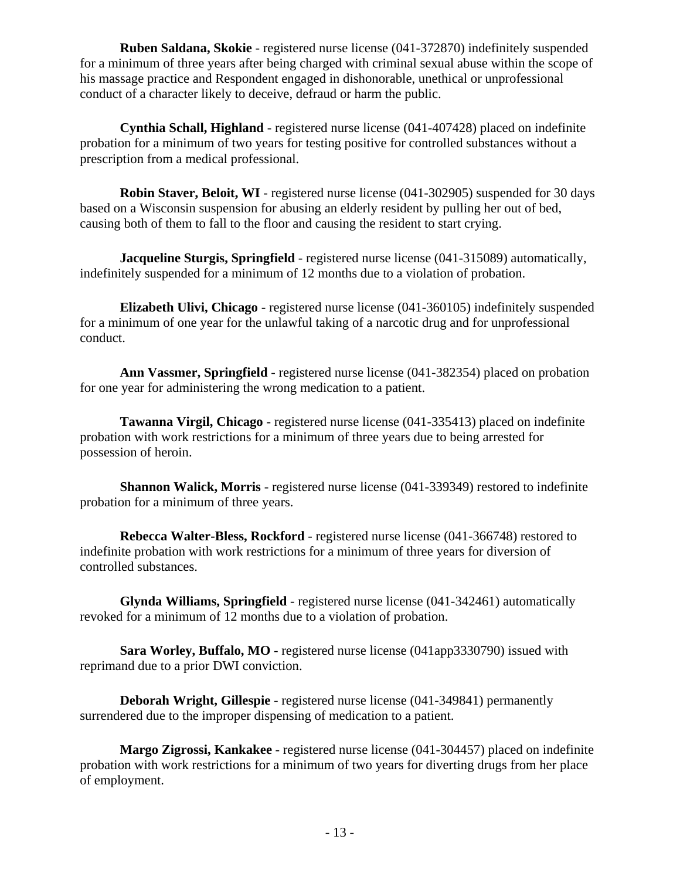**Ruben Saldana, Skokie** - registered nurse license (041-372870) indefinitely suspended for a minimum of three years after being charged with criminal sexual abuse within the scope of his massage practice and Respondent engaged in dishonorable, unethical or unprofessional conduct of a character likely to deceive, defraud or harm the public.

**Cynthia Schall, Highland** - registered nurse license (041-407428) placed on indefinite probation for a minimum of two years for testing positive for controlled substances without a prescription from a medical professional.

**Robin Staver, Beloit, WI** - registered nurse license (041-302905) suspended for 30 days based on a Wisconsin suspension for abusing an elderly resident by pulling her out of bed, causing both of them to fall to the floor and causing the resident to start crying.

**Jacqueline Sturgis, Springfield** - registered nurse license (041-315089) automatically, indefinitely suspended for a minimum of 12 months due to a violation of probation.

**Elizabeth Ulivi, Chicago** - registered nurse license (041-360105) indefinitely suspended for a minimum of one year for the unlawful taking of a narcotic drug and for unprofessional conduct.

**Ann Vassmer, Springfield** - registered nurse license (041-382354) placed on probation for one year for administering the wrong medication to a patient.

**Tawanna Virgil, Chicago** - registered nurse license (041-335413) placed on indefinite probation with work restrictions for a minimum of three years due to being arrested for possession of heroin.

**Shannon Walick, Morris** - registered nurse license (041-339349) restored to indefinite probation for a minimum of three years.

**Rebecca Walter-Bless, Rockford** - registered nurse license (041-366748) restored to indefinite probation with work restrictions for a minimum of three years for diversion of controlled substances.

**Glynda Williams, Springfield** - registered nurse license (041-342461) automatically revoked for a minimum of 12 months due to a violation of probation.

**Sara Worley, Buffalo, MO** - registered nurse license (041app3330790) issued with reprimand due to a prior DWI conviction.

**Deborah Wright, Gillespie** - registered nurse license (041-349841) permanently surrendered due to the improper dispensing of medication to a patient.

**Margo Zigrossi, Kankakee** - registered nurse license (041-304457) placed on indefinite probation with work restrictions for a minimum of two years for diverting drugs from her place of employment.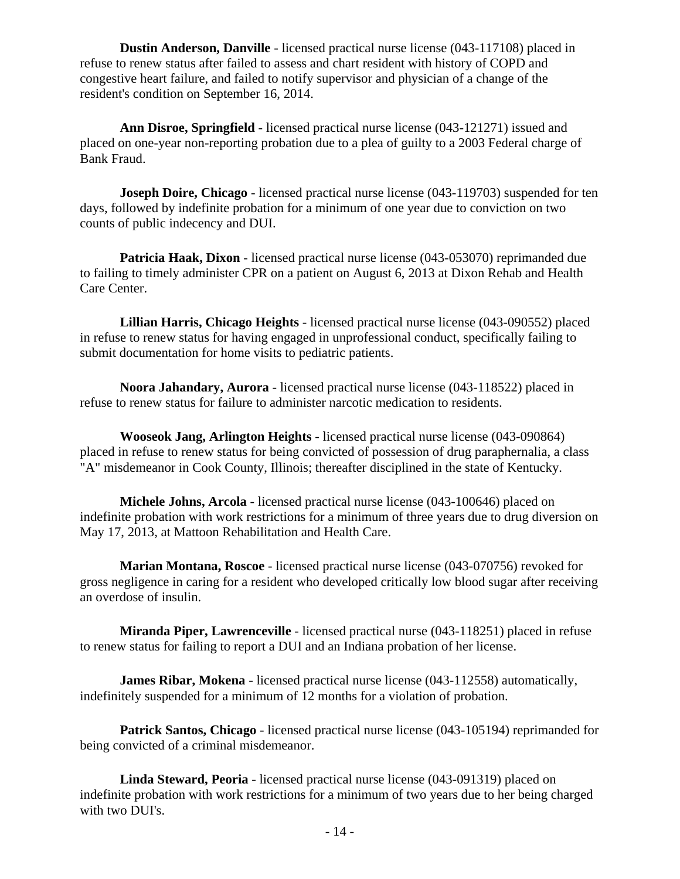**Dustin Anderson, Danville** - licensed practical nurse license (043-117108) placed in refuse to renew status after failed to assess and chart resident with history of COPD and congestive heart failure, and failed to notify supervisor and physician of a change of the resident's condition on September 16, 2014.

**Ann Disroe, Springfield** - licensed practical nurse license (043-121271) issued and placed on one-year non-reporting probation due to a plea of guilty to a 2003 Federal charge of Bank Fraud.

**Joseph Doire, Chicago** - licensed practical nurse license (043-119703) suspended for ten days, followed by indefinite probation for a minimum of one year due to conviction on two counts of public indecency and DUI.

**Patricia Haak, Dixon** - licensed practical nurse license (043-053070) reprimanded due to failing to timely administer CPR on a patient on August 6, 2013 at Dixon Rehab and Health Care Center.

**Lillian Harris, Chicago Heights** - licensed practical nurse license (043-090552) placed in refuse to renew status for having engaged in unprofessional conduct, specifically failing to submit documentation for home visits to pediatric patients.

**Noora Jahandary, Aurora** - licensed practical nurse license (043-118522) placed in refuse to renew status for failure to administer narcotic medication to residents.

**Wooseok Jang, Arlington Heights** - licensed practical nurse license (043-090864) placed in refuse to renew status for being convicted of possession of drug paraphernalia, a class "A" misdemeanor in Cook County, Illinois; thereafter disciplined in the state of Kentucky.

**Michele Johns, Arcola** - licensed practical nurse license (043-100646) placed on indefinite probation with work restrictions for a minimum of three years due to drug diversion on May 17, 2013, at Mattoon Rehabilitation and Health Care.

**Marian Montana, Roscoe** - licensed practical nurse license (043-070756) revoked for gross negligence in caring for a resident who developed critically low blood sugar after receiving an overdose of insulin.

**Miranda Piper, Lawrenceville** - licensed practical nurse (043-118251) placed in refuse to renew status for failing to report a DUI and an Indiana probation of her license.

**James Ribar, Mokena** - licensed practical nurse license (043-112558) automatically, indefinitely suspended for a minimum of 12 months for a violation of probation.

**Patrick Santos, Chicago** - licensed practical nurse license (043-105194) reprimanded for being convicted of a criminal misdemeanor.

**Linda Steward, Peoria** - licensed practical nurse license (043-091319) placed on indefinite probation with work restrictions for a minimum of two years due to her being charged with two DUI's.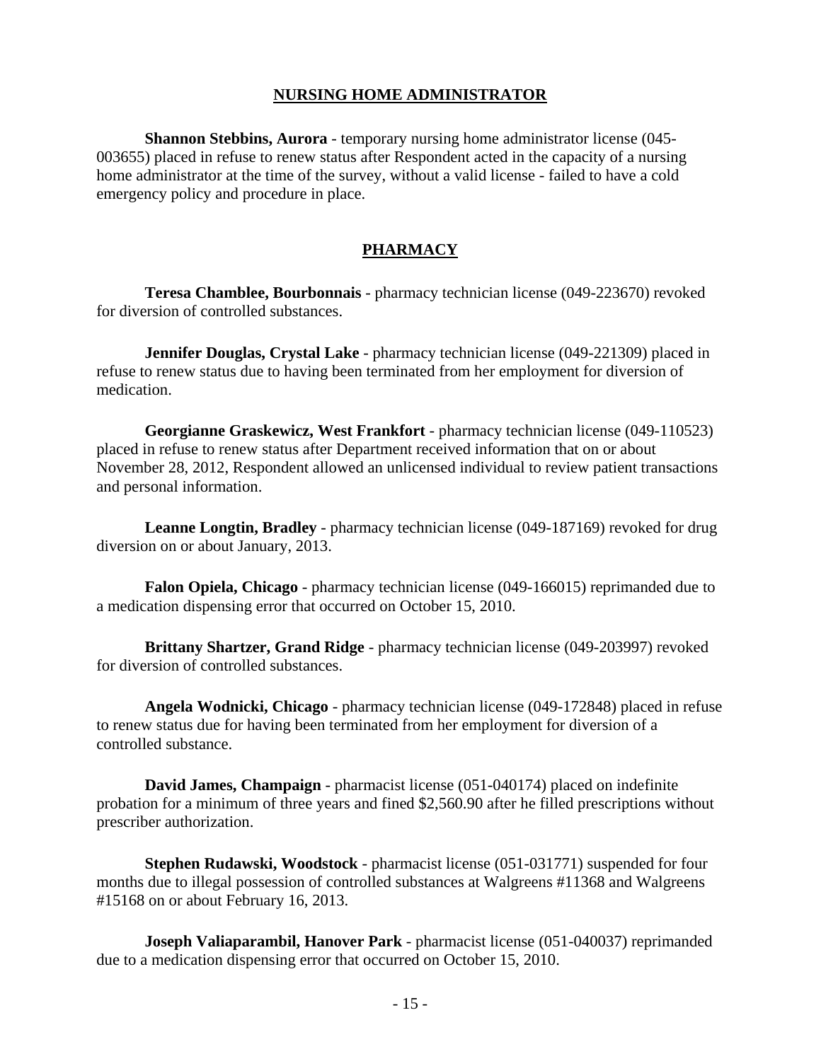## NURSING HOME ADMINISTRATOR

**Shannon Stebbins, Aurora** - temporary nursing home administrator license (045-003655) placed in refuse to renew status after Respondent acted in the capacity of a nursing home administrator at the time of the survey, without a valid license - failed to have a cold emergency policy and procedure in place.

## PHARMACY

**Teresa Chamblee, Bourbonnais** - pharmacy technician license (049-223670) revoked for diversion of controlled substances.

**Jennifer Douglas, Crystal Lake** - pharmacy technician license (049-221309) placed in refuse to renew status due to having been terminated from her employment for diversion of medication.

**Georgianne Graskewicz, West Frankfort** - pharmacy technician license (049-110523) placed in refuse to renew status after Department received information that on or about November 28, 2012, Respondent allowed an unlicensed individual to review patient transactions and personal information.

**Leanne Longtin, Bradley** - pharmacy technician license (049-187169) revoked for drug diversion on or about January, 2013.

**Falon Opiela, Chicago** - pharmacy technician license (049-166015) reprimanded due to a medication dispensing error that occurred on October 15, 2010.

**Brittany Shartzer, Grand Ridge** - pharmacy technician license (049-203997) revoked for diversion of controlled substances.

**Angela Wodnicki, Chicago** - pharmacy technician license (049-172848) placed in refuse to renew status due for having been terminated from her employment for diversion of a controlled substance.

**David James, Champaign** - pharmacist license (051-040174) placed on indefinite probation for a minimum of three years and fined $2,560.90 after he filled prescriptions without prescriber authorization.

**Stephen Rudawski, Woodstock** - pharmacist license (051-031771) suspended for four months due to illegal possession of controlled substances at Walgreens #11368 and Walgreens #15168 on or about February 16, 2013.

**Joseph Valiaparambil, Hanover Park** - pharmacist license (051-040037) reprimanded due to a medication dispensing error that occurred on October 15, 2010.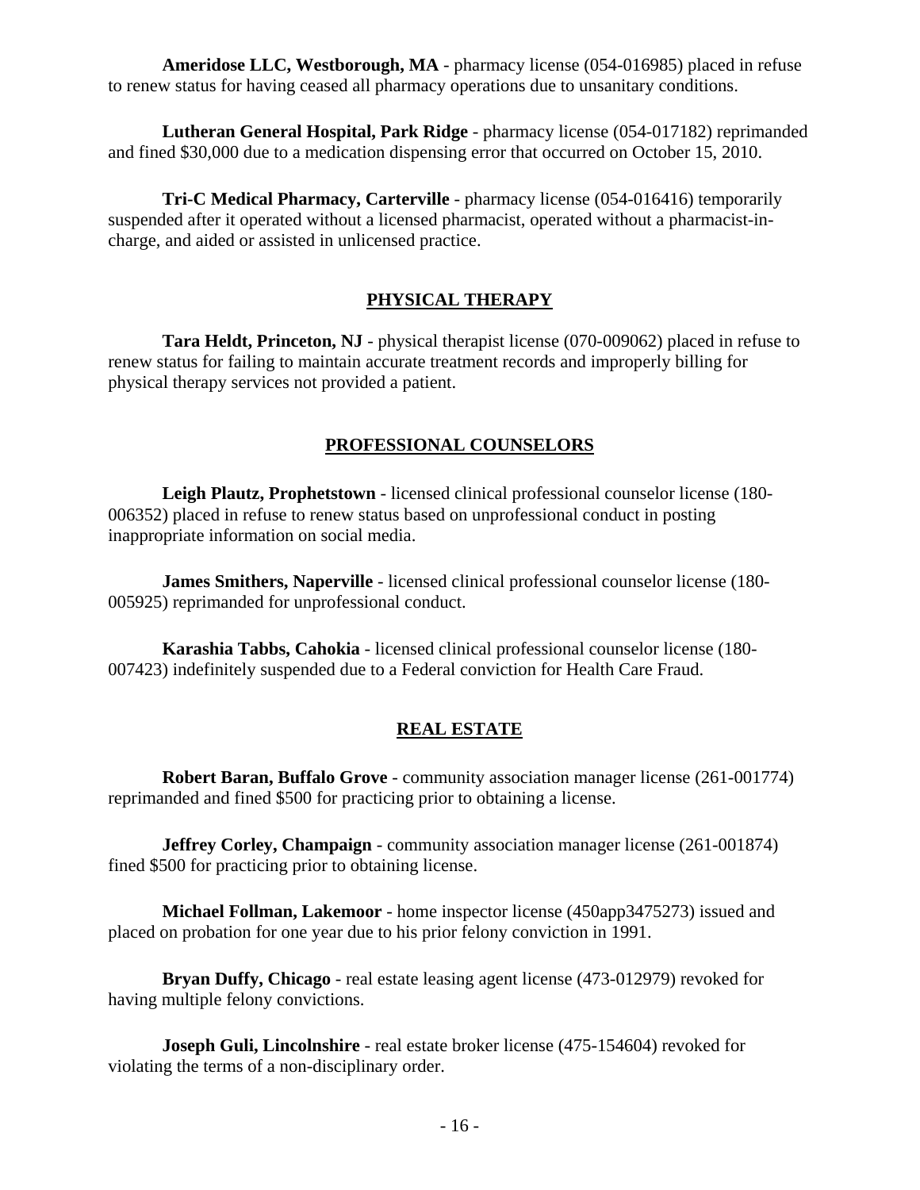**Ameridose LLC, Westborough, MA** - pharmacy license (054-016985) placed in refuse to renew status for having ceased all pharmacy operations due to unsanitary conditions.

**Lutheran General Hospital, Park Ridge** - pharmacy license (054-017182) reprimanded and fined $30,000 due to a medication dispensing error that occurred on October 15, 2010.

**Tri-C Medical Pharmacy, Carterville** - pharmacy license (054-016416) temporarily suspended after it operated without a licensed pharmacist, operated without a pharmacist-in-charge, and aided or assisted in unlicensed practice.

## PHYSICAL THERAPY

**Tara Heldt, Princeton, NJ** - physical therapist license (070-009062) placed in refuse to renew status for failing to maintain accurate treatment records and improperly billing for physical therapy services not provided a patient.

## PROFESSIONAL COUNSELORS

**Leigh Plautz, Prophetstown** - licensed clinical professional counselor license (180-006352) placed in refuse to renew status based on unprofessional conduct in posting inappropriate information on social media.

**James Smithers, Naperville** - licensed clinical professional counselor license (180-005925) reprimanded for unprofessional conduct.

**Karashia Tabbs, Cahokia** - licensed clinical professional counselor license (180-007423) indefinitely suspended due to a Federal conviction for Health Care Fraud.

## REAL ESTATE

**Robert Baran, Buffalo Grove** - community association manager license (261-001774) reprimanded and fined $500 for practicing prior to obtaining a license.

**Jeffrey Corley, Champaign** - community association manager license (261-001874) fined $500 for practicing prior to obtaining license.

**Michael Follman, Lakemoor** - home inspector license (450app3475273) issued and placed on probation for one year due to his prior felony conviction in 1991.

**Bryan Duffy, Chicago** - real estate leasing agent license (473-012979) revoked for having multiple felony convictions.

**Joseph Guli, Lincolnshire** - real estate broker license (475-154604) revoked for violating the terms of a non-disciplinary order.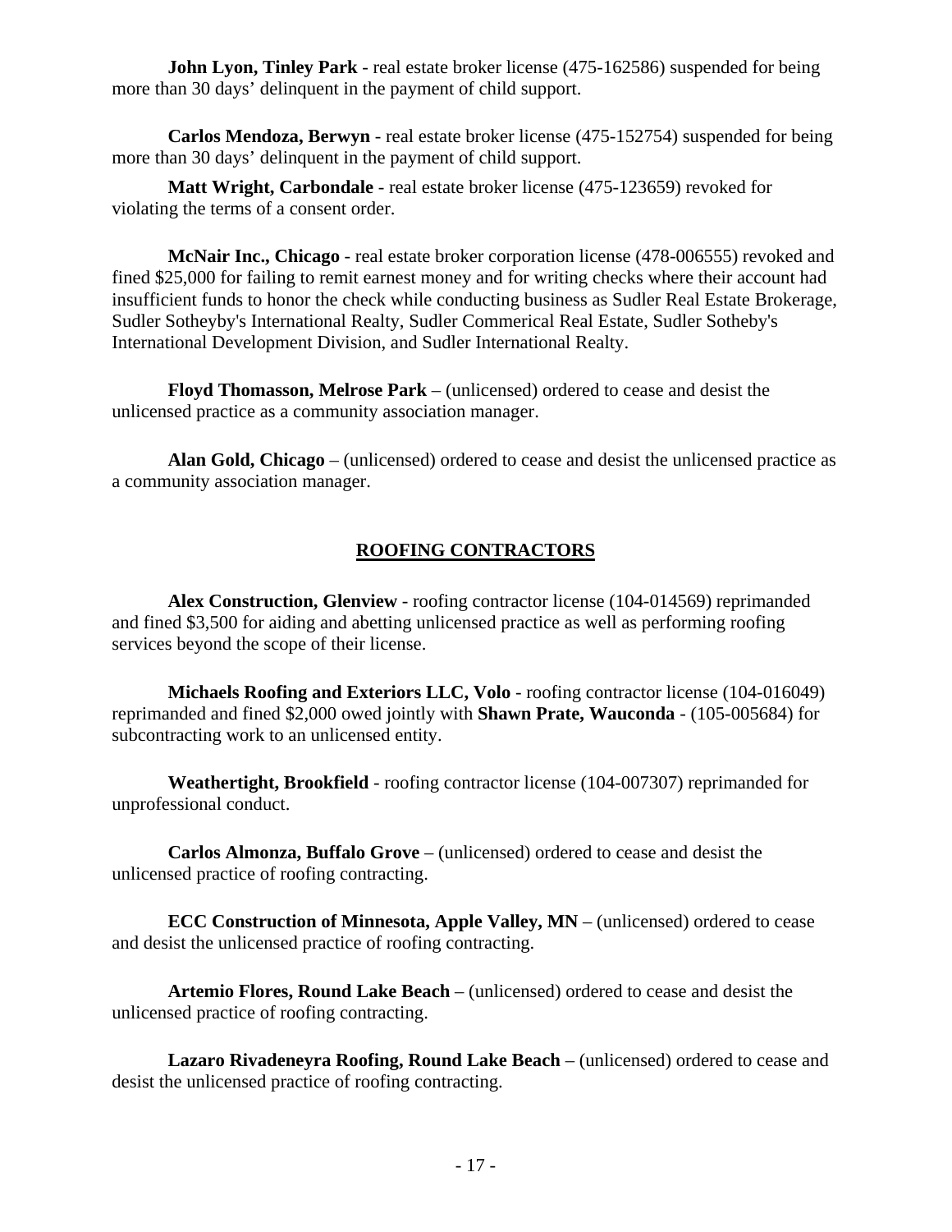**John Lyon, Tinley Park** - real estate broker license (475-162586) suspended for being more than 30 days' delinquent in the payment of child support.

**Carlos Mendoza, Berwyn** - real estate broker license (475-152754) suspended for being more than 30 days' delinquent in the payment of child support.

**Matt Wright, Carbondale** - real estate broker license (475-123659) revoked for violating the terms of a consent order.

**McNair Inc., Chicago** - real estate broker corporation license (478-006555) revoked and fined $25,000 for failing to remit earnest money and for writing checks where their account had insufficient funds to honor the check while conducting business as Sudler Real Estate Brokerage, Sudler Sotheyby's International Realty, Sudler Commerical Real Estate, Sudler Sotheby's International Development Division, and Sudler International Realty.

**Floyd Thomasson, Melrose Park** – (unlicensed) ordered to cease and desist the unlicensed practice as a community association manager.

**Alan Gold, Chicago** – (unlicensed) ordered to cease and desist the unlicensed practice as a community association manager.

## ROOFING CONTRACTORS

**Alex Construction, Glenview** - roofing contractor license (104-014569) reprimanded and fined $3,500 for aiding and abetting unlicensed practice as well as performing roofing services beyond the scope of their license.

**Michaels Roofing and Exteriors LLC, Volo** - roofing contractor license (104-016049) reprimanded and fined $2,000 owed jointly with **Shawn Prate, Wauconda** - (105-005684) for subcontracting work to an unlicensed entity.

**Weathertight, Brookfield** - roofing contractor license (104-007307) reprimanded for unprofessional conduct.

**Carlos Almonza, Buffalo Grove** – (unlicensed) ordered to cease and desist the unlicensed practice of roofing contracting.

**ECC Construction of Minnesota, Apple Valley, MN** – (unlicensed) ordered to cease and desist the unlicensed practice of roofing contracting.

**Artemio Flores, Round Lake Beach** – (unlicensed) ordered to cease and desist the unlicensed practice of roofing contracting.

**Lazaro Rivadeneyra Roofing, Round Lake Beach** – (unlicensed) ordered to cease and desist the unlicensed practice of roofing contracting.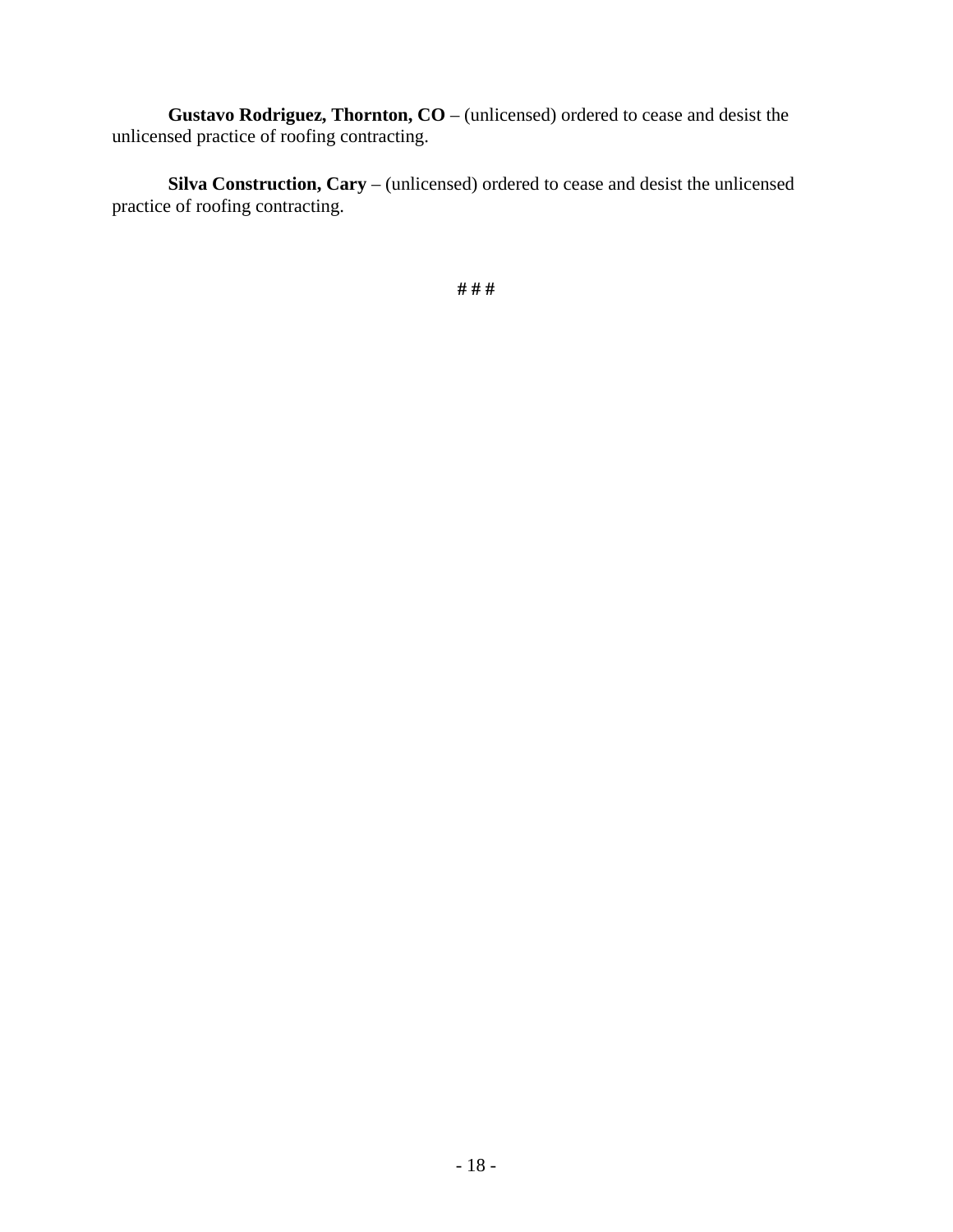**Gustavo Rodriguez, Thornton, CO** – (unlicensed) ordered to cease and desist the unlicensed practice of roofing contracting.

**Silva Construction, Cary** – (unlicensed) ordered to cease and desist the unlicensed practice of roofing contracting.

# # #